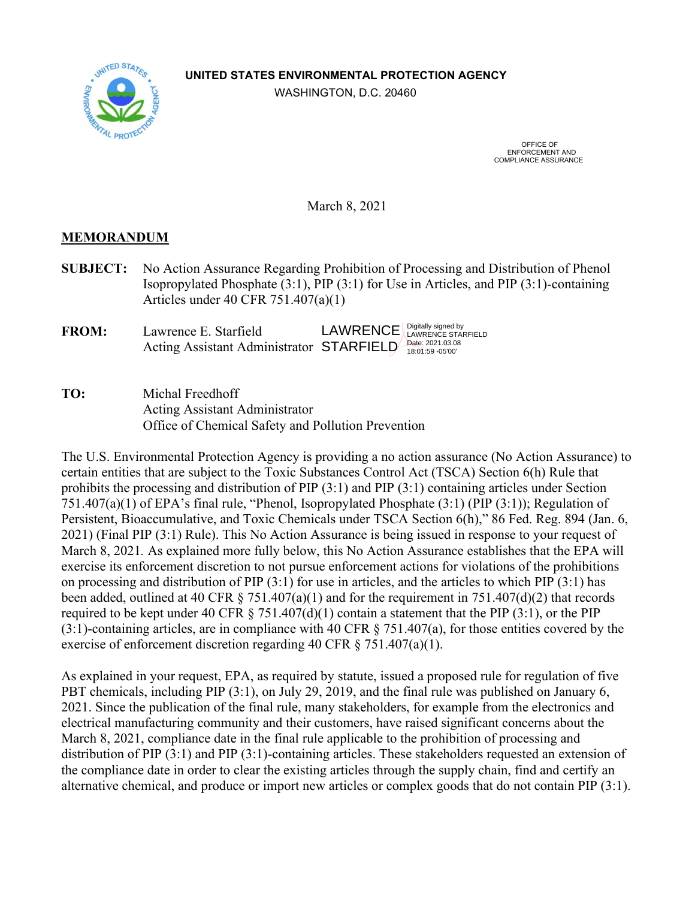**UNITED STATES ENVIRONMENTAL PROTECTION AGENCY**
WASHINGTON, D.C. 20460

OFFICE OF
ENFORCEMENT AND
COMPLIANCE ASSURANCE

March 8, 2021

**MEMORANDUM**

**SUBJECT:** No Action Assurance Regarding Prohibition of Processing and Distribution of Phenol Isopropylated Phosphate (3:1), PIP (3:1) for Use in Articles, and PIP (3:1)-containing Articles under 40 CFR 751.407(a)(1)

**FROM:** Lawrence E. Starfield
Acting Assistant Administrator

LAWRENCE STARFIELD Digitally signed by LAWRENCE STARFIELD Date: 2021.03.08 18:01:59 -05'00'

**TO:** Michal Freedhoff
Acting Assistant Administrator
Office of Chemical Safety and Pollution Prevention

The U.S. Environmental Protection Agency is providing a no action assurance (No Action Assurance) to certain entities that are subject to the Toxic Substances Control Act (TSCA) Section 6(h) Rule that prohibits the processing and distribution of PIP (3:1) and PIP (3:1) containing articles under Section 751.407(a)(1) of EPA's final rule, "Phenol, Isopropylated Phosphate (3:1) (PIP (3:1)); Regulation of Persistent, Bioaccumulative, and Toxic Chemicals under TSCA Section 6(h)," 86 Fed. Reg. 894 (Jan. 6, 2021) (Final PIP (3:1) Rule). This No Action Assurance is being issued in response to your request of March 8, 2021. As explained more fully below, this No Action Assurance establishes that the EPA will exercise its enforcement discretion to not pursue enforcement actions for violations of the prohibitions on processing and distribution of PIP (3:1) for use in articles, and the articles to which PIP (3:1) has been added, outlined at 40 CFR § 751.407(a)(1) and for the requirement in 751.407(d)(2) that records required to be kept under 40 CFR § 751.407(d)(1) contain a statement that the PIP (3:1), or the PIP (3:1)-containing articles, are in compliance with 40 CFR § 751.407(a), for those entities covered by the exercise of enforcement discretion regarding 40 CFR § 751.407(a)(1).

As explained in your request, EPA, as required by statute, issued a proposed rule for regulation of five PBT chemicals, including PIP (3:1), on July 29, 2019, and the final rule was published on January 6, 2021. Since the publication of the final rule, many stakeholders, for example from the electronics and electrical manufacturing community and their customers, have raised significant concerns about the March 8, 2021, compliance date in the final rule applicable to the prohibition of processing and distribution of PIP (3:1) and PIP (3:1)-containing articles. These stakeholders requested an extension of the compliance date in order to clear the existing articles through the supply chain, find and certify an alternative chemical, and produce or import new articles or complex goods that do not contain PIP (3:1).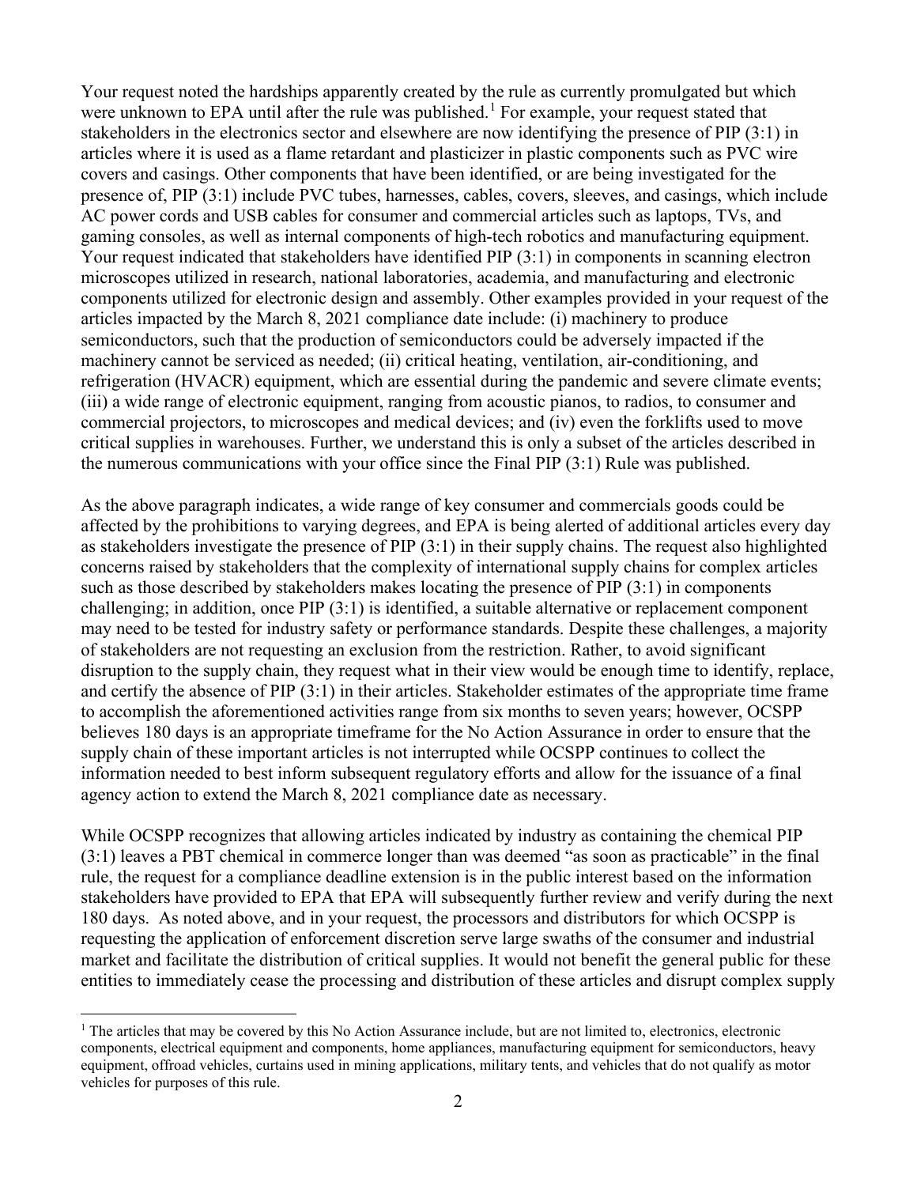Your request noted the hardships apparently created by the rule as currently promulgated but which were unknown to EPA until after the rule was published.[1] For example, your request stated that stakeholders in the electronics sector and elsewhere are now identifying the presence of PIP (3:1) in articles where it is used as a flame retardant and plasticizer in plastic components such as PVC wire covers and casings. Other components that have been identified, or are being investigated for the presence of, PIP (3:1) include PVC tubes, harnesses, cables, covers, sleeves, and casings, which include AC power cords and USB cables for consumer and commercial articles such as laptops, TVs, and gaming consoles, as well as internal components of high-tech robotics and manufacturing equipment. Your request indicated that stakeholders have identified PIP (3:1) in components in scanning electron microscopes utilized in research, national laboratories, academia, and manufacturing and electronic components utilized for electronic design and assembly. Other examples provided in your request of the articles impacted by the March 8, 2021 compliance date include: (i) machinery to produce semiconductors, such that the production of semiconductors could be adversely impacted if the machinery cannot be serviced as needed; (ii) critical heating, ventilation, air-conditioning, and refrigeration (HVACR) equipment, which are essential during the pandemic and severe climate events; (iii) a wide range of electronic equipment, ranging from acoustic pianos, to radios, to consumer and commercial projectors, to microscopes and medical devices; and (iv) even the forklifts used to move critical supplies in warehouses. Further, we understand this is only a subset of the articles described in the numerous communications with your office since the Final PIP (3:1) Rule was published.

As the above paragraph indicates, a wide range of key consumer and commercials goods could be affected by the prohibitions to varying degrees, and EPA is being alerted of additional articles every day as stakeholders investigate the presence of PIP (3:1) in their supply chains. The request also highlighted concerns raised by stakeholders that the complexity of international supply chains for complex articles such as those described by stakeholders makes locating the presence of PIP (3:1) in components challenging; in addition, once PIP (3:1) is identified, a suitable alternative or replacement component may need to be tested for industry safety or performance standards. Despite these challenges, a majority of stakeholders are not requesting an exclusion from the restriction. Rather, to avoid significant disruption to the supply chain, they request what in their view would be enough time to identify, replace, and certify the absence of PIP (3:1) in their articles. Stakeholder estimates of the appropriate time frame to accomplish the aforementioned activities range from six months to seven years; however, OCSPP believes 180 days is an appropriate timeframe for the No Action Assurance in order to ensure that the supply chain of these important articles is not interrupted while OCSPP continues to collect the information needed to best inform subsequent regulatory efforts and allow for the issuance of a final agency action to extend the March 8, 2021 compliance date as necessary.

While OCSPP recognizes that allowing articles indicated by industry as containing the chemical PIP (3:1) leaves a PBT chemical in commerce longer than was deemed "as soon as practicable" in the final rule, the request for a compliance deadline extension is in the public interest based on the information stakeholders have provided to EPA that EPA will subsequently further review and verify during the next 180 days. As noted above, and in your request, the processors and distributors for which OCSPP is requesting the application of enforcement discretion serve large swaths of the consumer and industrial market and facilitate the distribution of critical supplies. It would not benefit the general public for these entities to immediately cease the processing and distribution of these articles and disrupt complex supply

[1] The articles that may be covered by this No Action Assurance include, but are not limited to, electronics, electronic components, electrical equipment and components, home appliances, manufacturing equipment for semiconductors, heavy equipment, offroad vehicles, curtains used in mining applications, military tents, and vehicles that do not qualify as motor vehicles for purposes of this rule.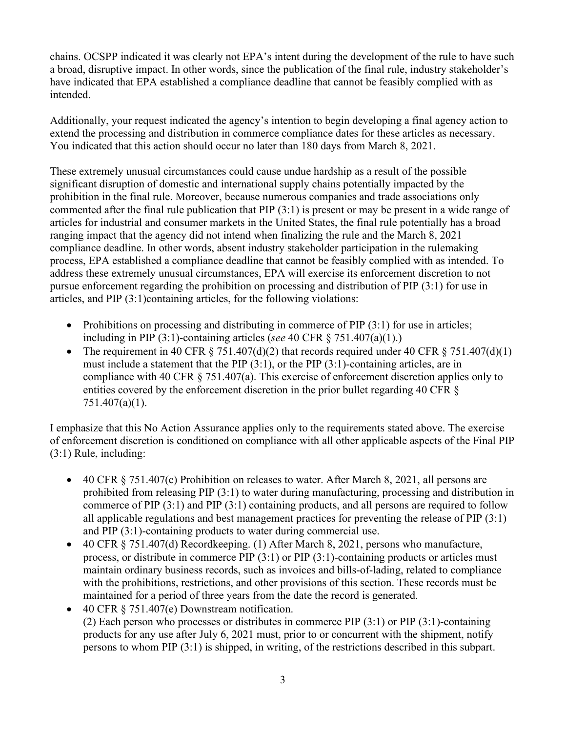chains. OCSPP indicated it was clearly not EPA's intent during the development of the rule to have such a broad, disruptive impact. In other words, since the publication of the final rule, industry stakeholder's have indicated that EPA established a compliance deadline that cannot be feasibly complied with as intended.

Additionally, your request indicated the agency's intention to begin developing a final agency action to extend the processing and distribution in commerce compliance dates for these articles as necessary. You indicated that this action should occur no later than 180 days from March 8, 2021.

These extremely unusual circumstances could cause undue hardship as a result of the possible significant disruption of domestic and international supply chains potentially impacted by the prohibition in the final rule. Moreover, because numerous companies and trade associations only commented after the final rule publication that PIP (3:1) is present or may be present in a wide range of articles for industrial and consumer markets in the United States, the final rule potentially has a broad ranging impact that the agency did not intend when finalizing the rule and the March 8, 2021 compliance deadline. In other words, absent industry stakeholder participation in the rulemaking process, EPA established a compliance deadline that cannot be feasibly complied with as intended. To address these extremely unusual circumstances, EPA will exercise its enforcement discretion to not pursue enforcement regarding the prohibition on processing and distribution of PIP (3:1) for use in articles, and PIP (3:1)containing articles, for the following violations:

- Prohibitions on processing and distributing in commerce of PIP (3:1) for use in articles; including in PIP (3:1)-containing articles (*see* 40 CFR § 751.407(a)(1).)
- The requirement in 40 CFR § 751.407(d)(2) that records required under 40 CFR § 751.407(d)(1) must include a statement that the PIP (3:1), or the PIP (3:1)-containing articles, are in compliance with 40 CFR § 751.407(a). This exercise of enforcement discretion applies only to entities covered by the enforcement discretion in the prior bullet regarding 40 CFR § 751.407(a)(1).

I emphasize that this No Action Assurance applies only to the requirements stated above. The exercise of enforcement discretion is conditioned on compliance with all other applicable aspects of the Final PIP (3:1) Rule, including:

- 40 CFR § 751.407(c) Prohibition on releases to water. After March 8, 2021, all persons are prohibited from releasing PIP (3:1) to water during manufacturing, processing and distribution in commerce of PIP (3:1) and PIP (3:1) containing products, and all persons are required to follow all applicable regulations and best management practices for preventing the release of PIP (3:1) and PIP (3:1)-containing products to water during commercial use.
- 40 CFR § 751.407(d) Recordkeeping. (1) After March 8, 2021, persons who manufacture, process, or distribute in commerce PIP (3:1) or PIP (3:1)-containing products or articles must maintain ordinary business records, such as invoices and bills-of-lading, related to compliance with the prohibitions, restrictions, and other provisions of this section. These records must be maintained for a period of three years from the date the record is generated.
- 40 CFR § 751.407(e) Downstream notification.
  (2) Each person who processes or distributes in commerce PIP (3:1) or PIP (3:1)-containing products for any use after July 6, 2021 must, prior to or concurrent with the shipment, notify persons to whom PIP (3:1) is shipped, in writing, of the restrictions described in this subpart.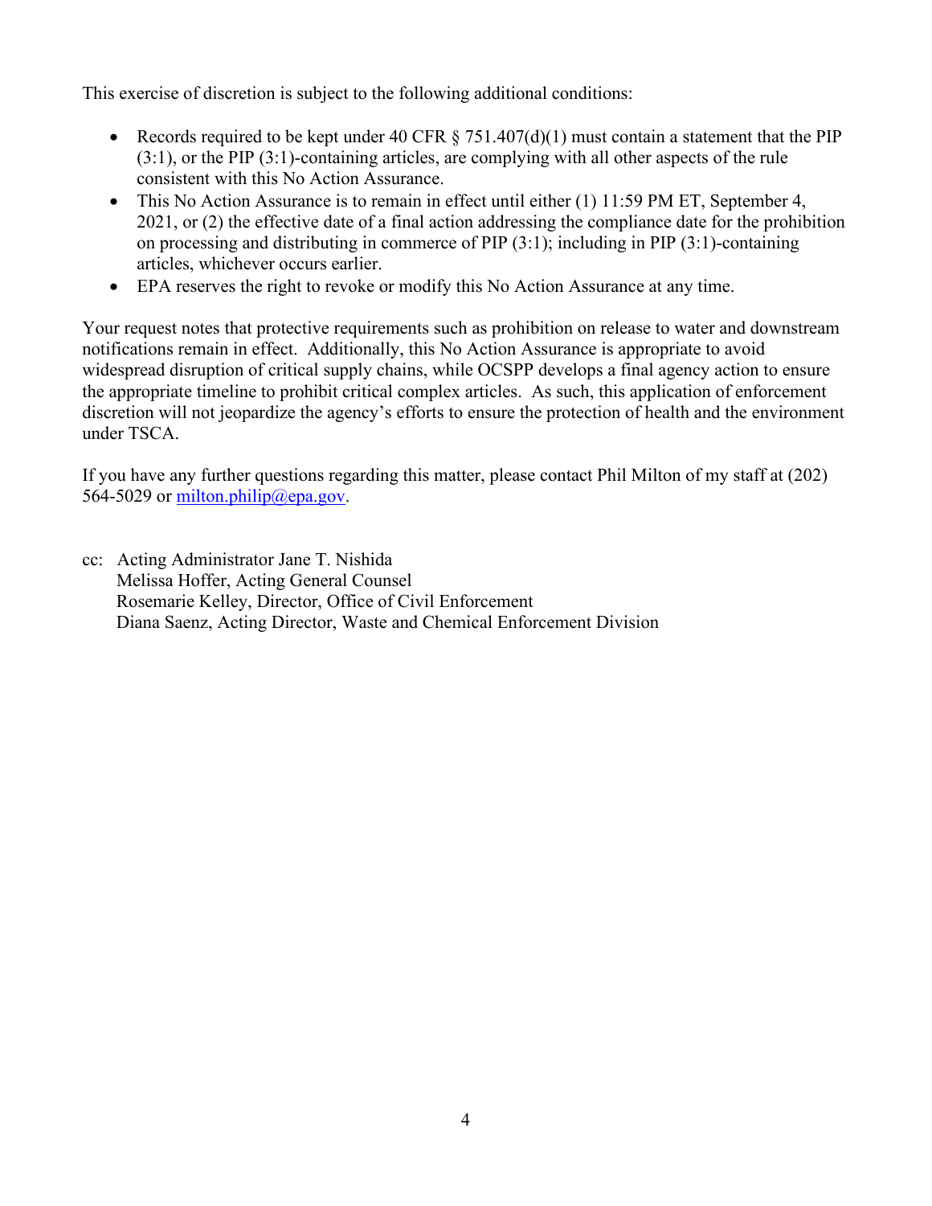This exercise of discretion is subject to the following additional conditions:

- Records required to be kept under 40 CFR § 751.407(d)(1) must contain a statement that the PIP (3:1), or the PIP (3:1)-containing articles, are complying with all other aspects of the rule consistent with this No Action Assurance.
- This No Action Assurance is to remain in effect until either (1) 11:59 PM ET, September 4, 2021, or (2) the effective date of a final action addressing the compliance date for the prohibition on processing and distributing in commerce of PIP (3:1); including in PIP (3:1)-containing articles, whichever occurs earlier.
- EPA reserves the right to revoke or modify this No Action Assurance at any time.

Your request notes that protective requirements such as prohibition on release to water and downstream notifications remain in effect. Additionally, this No Action Assurance is appropriate to avoid widespread disruption of critical supply chains, while OCSPP develops a final agency action to ensure the appropriate timeline to prohibit critical complex articles. As such, this application of enforcement discretion will not jeopardize the agency's efforts to ensure the protection of health and the environment under TSCA.

If you have any further questions regarding this matter, please contact Phil Milton of my staff at (202) 564-5029 or milton.philip@epa.gov.

cc: Acting Administrator Jane T. Nishida
Melissa Hoffer, Acting General Counsel
Rosemarie Kelley, Director, Office of Civil Enforcement
Diana Saenz, Acting Director, Waste and Chemical Enforcement Division